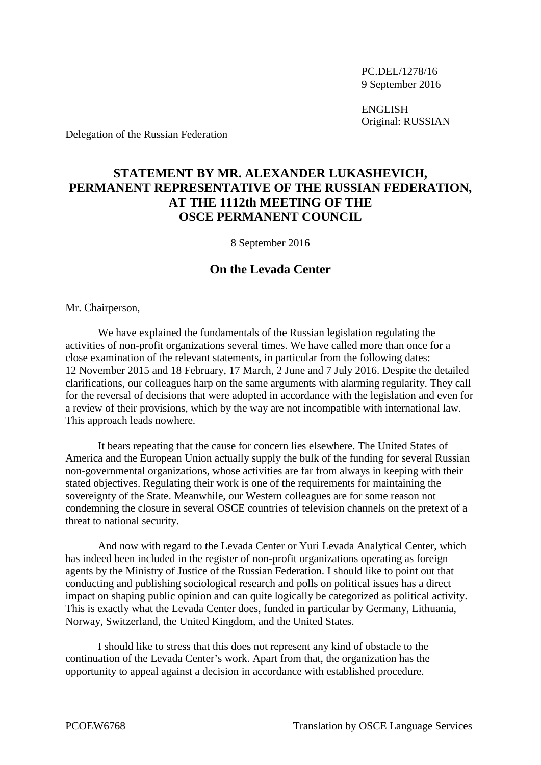PC.DEL/1278/16
9 September 2016

ENGLISH
Original: RUSSIAN

Delegation of the Russian Federation

# STATEMENT BY MR. ALEXANDER LUKASHEVICH, PERMANENT REPRESENTATIVE OF THE RUSSIAN FEDERATION, AT THE 1112th MEETING OF THE OSCE PERMANENT COUNCIL

8 September 2016

## On the Levada Center

Mr. Chairperson,

We have explained the fundamentals of the Russian legislation regulating the activities of non-profit organizations several times. We have called more than once for a close examination of the relevant statements, in particular from the following dates: 12 November 2015 and 18 February, 17 March, 2 June and 7 July 2016. Despite the detailed clarifications, our colleagues harp on the same arguments with alarming regularity. They call for the reversal of decisions that were adopted in accordance with the legislation and even for a review of their provisions, which by the way are not incompatible with international law. This approach leads nowhere.

It bears repeating that the cause for concern lies elsewhere. The United States of America and the European Union actually supply the bulk of the funding for several Russian non-governmental organizations, whose activities are far from always in keeping with their stated objectives. Regulating their work is one of the requirements for maintaining the sovereignty of the State. Meanwhile, our Western colleagues are for some reason not condemning the closure in several OSCE countries of television channels on the pretext of a threat to national security.

And now with regard to the Levada Center or Yuri Levada Analytical Center, which has indeed been included in the register of non-profit organizations operating as foreign agents by the Ministry of Justice of the Russian Federation. I should like to point out that conducting and publishing sociological research and polls on political issues has a direct impact on shaping public opinion and can quite logically be categorized as political activity. This is exactly what the Levada Center does, funded in particular by Germany, Lithuania, Norway, Switzerland, the United Kingdom, and the United States.

I should like to stress that this does not represent any kind of obstacle to the continuation of the Levada Center's work. Apart from that, the organization has the opportunity to appeal against a decision in accordance with established procedure.

PCOEW6768 Translation by OSCE Language Services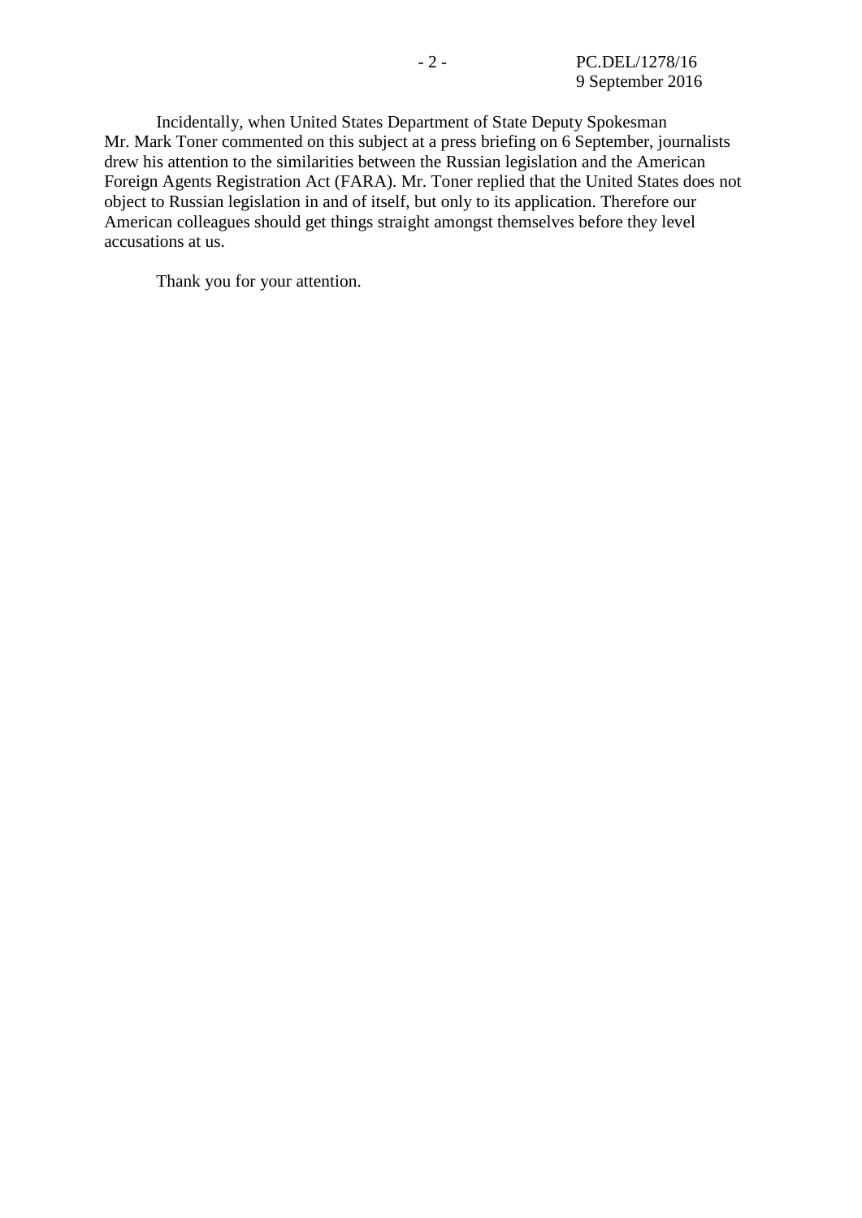Incidentally, when United States Department of State Deputy Spokesman Mr. Mark Toner commented on this subject at a press briefing on 6 September, journalists drew his attention to the similarities between the Russian legislation and the American Foreign Agents Registration Act (FARA). Mr. Toner replied that the United States does not object to Russian legislation in and of itself, but only to its application. Therefore our American colleagues should get things straight amongst themselves before they level accusations at us.

Thank you for your attention.